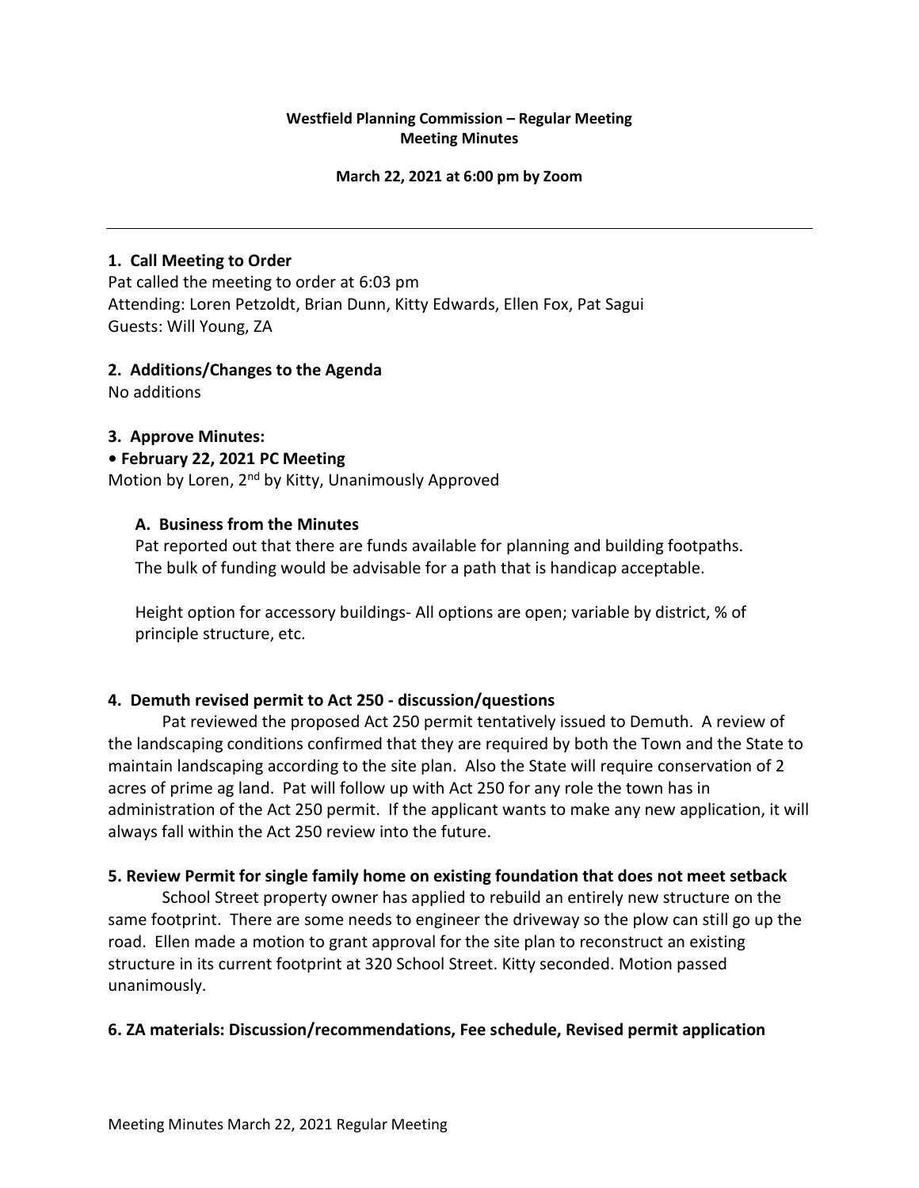**Westfield Planning Commission – Regular Meeting**
**Meeting Minutes**

**March 22, 2021 at 6:00 pm by Zoom**

---

## 1. Call Meeting to Order

Pat called the meeting to order at 6:03 pm
Attending: Loren Petzoldt, Brian Dunn, Kitty Edwards, Ellen Fox, Pat Sagui
Guests: Will Young, ZA

## 2. Additions/Changes to the Agenda

No additions

## 3. Approve Minutes:

**• February 22, 2021 PC Meeting**

Motion by Loren, 2nd by Kitty, Unanimously Approved

### A. Business from the Minutes

Pat reported out that there are funds available for planning and building footpaths. The bulk of funding would be advisable for a path that is handicap acceptable.

Height option for accessory buildings- All options are open; variable by district, % of principle structure, etc.

## 4. Demuth revised permit to Act 250 - discussion/questions

Pat reviewed the proposed Act 250 permit tentatively issued to Demuth. A review of the landscaping conditions confirmed that they are required by both the Town and the State to maintain landscaping according to the site plan. Also the State will require conservation of 2 acres of prime ag land. Pat will follow up with Act 250 for any role the town has in administration of the Act 250 permit. If the applicant wants to make any new application, it will always fall within the Act 250 review into the future.

## 5. Review Permit for single family home on existing foundation that does not meet setback

School Street property owner has applied to rebuild an entirely new structure on the same footprint. There are some needs to engineer the driveway so the plow can still go up the road. Ellen made a motion to grant approval for the site plan to reconstruct an existing structure in its current footprint at 320 School Street. Kitty seconded. Motion passed unanimously.

## 6. ZA materials: Discussion/recommendations, Fee schedule, Revised permit application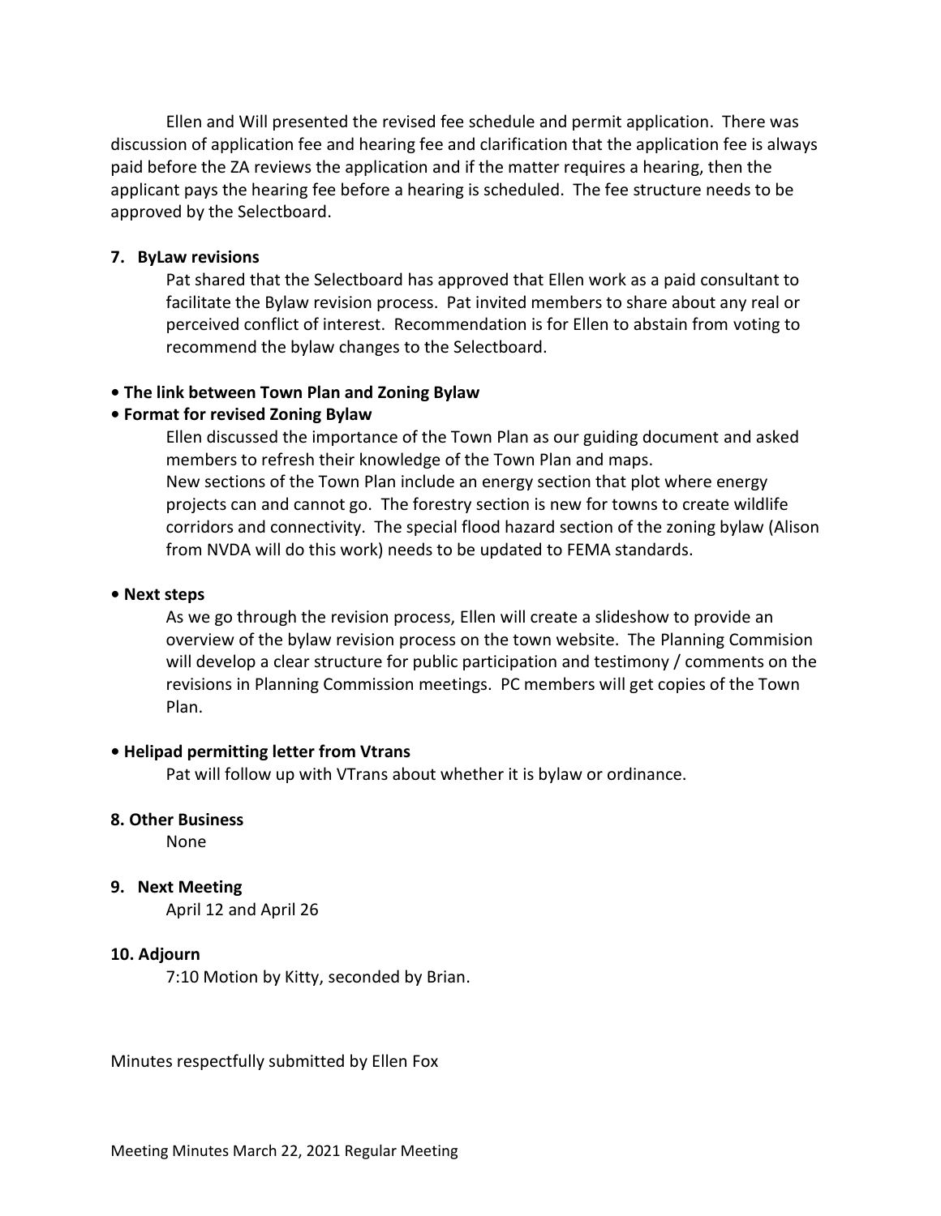Ellen and Will presented the revised fee schedule and permit application. There was discussion of application fee and hearing fee and clarification that the application fee is always paid before the ZA reviews the application and if the matter requires a hearing, then the applicant pays the hearing fee before a hearing is scheduled. The fee structure needs to be approved by the Selectboard.

**7. ByLaw revisions**

Pat shared that the Selectboard has approved that Ellen work as a paid consultant to facilitate the Bylaw revision process. Pat invited members to share about any real or perceived conflict of interest. Recommendation is for Ellen to abstain from voting to recommend the bylaw changes to the Selectboard.

- **The link between Town Plan and Zoning Bylaw**
- **Format for revised Zoning Bylaw**

Ellen discussed the importance of the Town Plan as our guiding document and asked members to refresh their knowledge of the Town Plan and maps.
New sections of the Town Plan include an energy section that plot where energy projects can and cannot go. The forestry section is new for towns to create wildlife corridors and connectivity. The special flood hazard section of the zoning bylaw (Alison from NVDA will do this work) needs to be updated to FEMA standards.

- **Next steps**

As we go through the revision process, Ellen will create a slideshow to provide an overview of the bylaw revision process on the town website. The Planning Commision will develop a clear structure for public participation and testimony / comments on the revisions in Planning Commission meetings. PC members will get copies of the Town Plan.

- **Helipad permitting letter from Vtrans**

Pat will follow up with VTrans about whether it is bylaw or ordinance.

**8. Other Business**

None

**9. Next Meeting**

April 12 and April 26

**10. Adjourn**

7:10 Motion by Kitty, seconded by Brian.

Minutes respectfully submitted by Ellen Fox